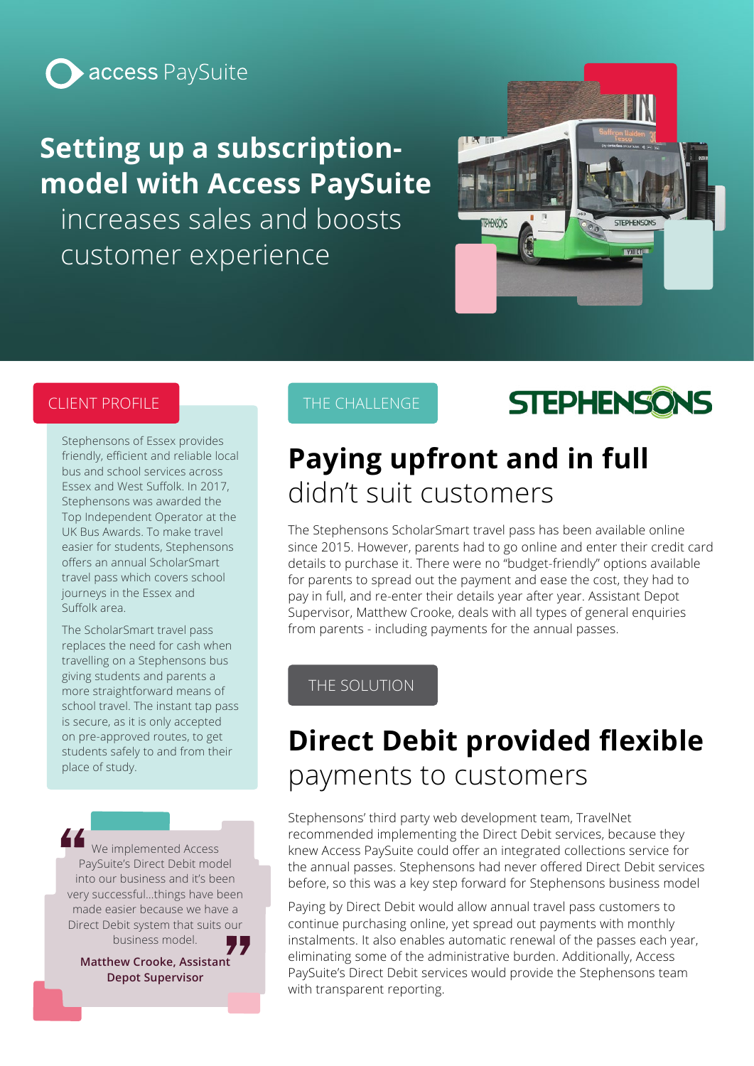access PaySuite

# Setting up a subscription-model with Access PaySuite increases sales and boosts customer experience

## CLIENT PROFILE

Stephensons of Essex provides friendly, efficient and reliable local bus and school services across Essex and West Suffolk. In 2017, Stephensons was awarded the Top Independent Operator at the UK Bus Awards. To make travel easier for students, Stephensons offers an annual ScholarSmart travel pass which covers school journeys in the Essex and Suffolk area.

The ScholarSmart travel pass replaces the need for cash when travelling on a Stephensons bus giving students and parents a more straightforward means of school travel. The instant tap pass is secure, as it is only accepted on pre-approved routes, to get students safely to and from their place of study.

> We implemented Access PaySuite's Direct Debit model into our business and it's been very successful...things have been made easier because we have a Direct Debit system that suits our business model.
>
> **Matthew Crooke, Assistant Depot Supervisor**

## THE CHALLENGE

STEPHENSONS

### **Paying upfront and in full** didn't suit customers

The Stephensons ScholarSmart travel pass has been available online since 2015. However, parents had to go online and enter their credit card details to purchase it. There were no "budget-friendly" options available for parents to spread out the payment and ease the cost, they had to pay in full, and re-enter their details year after year. Assistant Depot Supervisor, Matthew Crooke, deals with all types of general enquiries from parents - including payments for the annual passes.

## THE SOLUTION

### **Direct Debit provided flexible** payments to customers

Stephensons' third party web development team, TravelNet recommended implementing the Direct Debit services, because they knew Access PaySuite could offer an integrated collections service for the annual passes. Stephensons had never offered Direct Debit services before, so this was a key step forward for Stephensons business model

Paying by Direct Debit would allow annual travel pass customers to continue purchasing online, yet spread out payments with monthly instalments. It also enables automatic renewal of the passes each year, eliminating some of the administrative burden. Additionally, Access PaySuite's Direct Debit services would provide the Stephensons team with transparent reporting.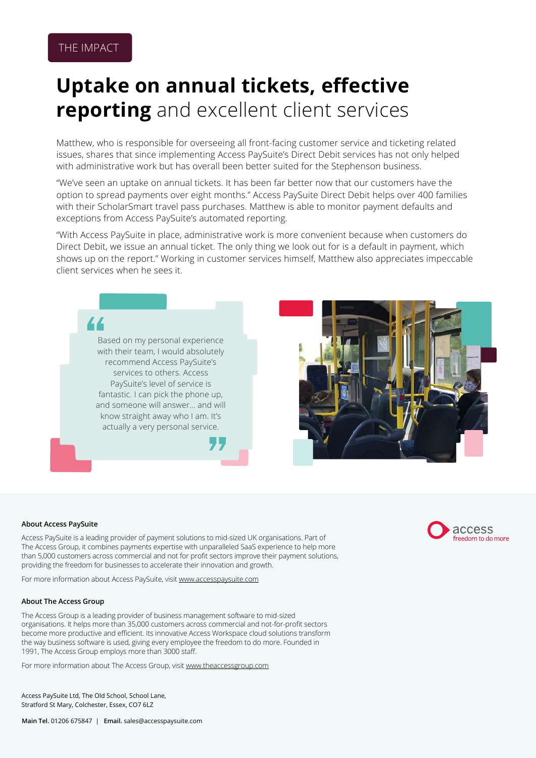THE IMPACT

# **Uptake on annual tickets, effective reporting** and excellent client services

Matthew, who is responsible for overseeing all front-facing customer service and ticketing related issues, shares that since implementing Access PaySuite's Direct Debit services has not only helped with administrative work but has overall been better suited for the Stephenson business.

"We've seen an uptake on annual tickets. It has been far better now that our customers have the option to spread payments over eight months." Access PaySuite Direct Debit helps over 400 families with their ScholarSmart travel pass purchases. Matthew is able to monitor payment defaults and exceptions from Access PaySuite's automated reporting.

"With Access PaySuite in place, administrative work is more convenient because when customers do Direct Debit, we issue an annual ticket. The only thing we look out for is a default in payment, which shows up on the report." Working in customer services himself, Matthew also appreciates impeccable client services when he sees it.

> "Based on my personal experience with their team, I would absolutely recommend Access PaySuite's services to others. Access PaySuite's level of service is fantastic. I can pick the phone up, and someone will answer… and will know straight away who I am. It's actually a very personal service."

**About Access PaySuite**

Access PaySuite is a leading provider of payment solutions to mid-sized UK organisations. Part of The Access Group, it combines payments expertise with unparalleled SaaS experience to help more than 5,000 customers across commercial and not for profit sectors improve their payment solutions, providing the freedom for businesses to accelerate their innovation and growth.

For more information about Access PaySuite, visit www.accesspaysuite.com

**About The Access Group**

The Access Group is a leading provider of business management software to mid-sized organisations. It helps more than 35,000 customers across commercial and not-for-profit sectors become more productive and efficient. Its innovative Access Workspace cloud solutions transform the way business software is used, giving every employee the freedom to do more. Founded in 1991, The Access Group employs more than 3000 staff.

For more information about The Access Group, visit www.theaccessgroup.com

access
freedom to do more

Access PaySuite Ltd, The Old School, School Lane,
Stratford St Mary, Colchester, Essex, CO7 6LZ

**Main Tel.** 01206 675847 | **Email.** sales@accesspaysuite.com